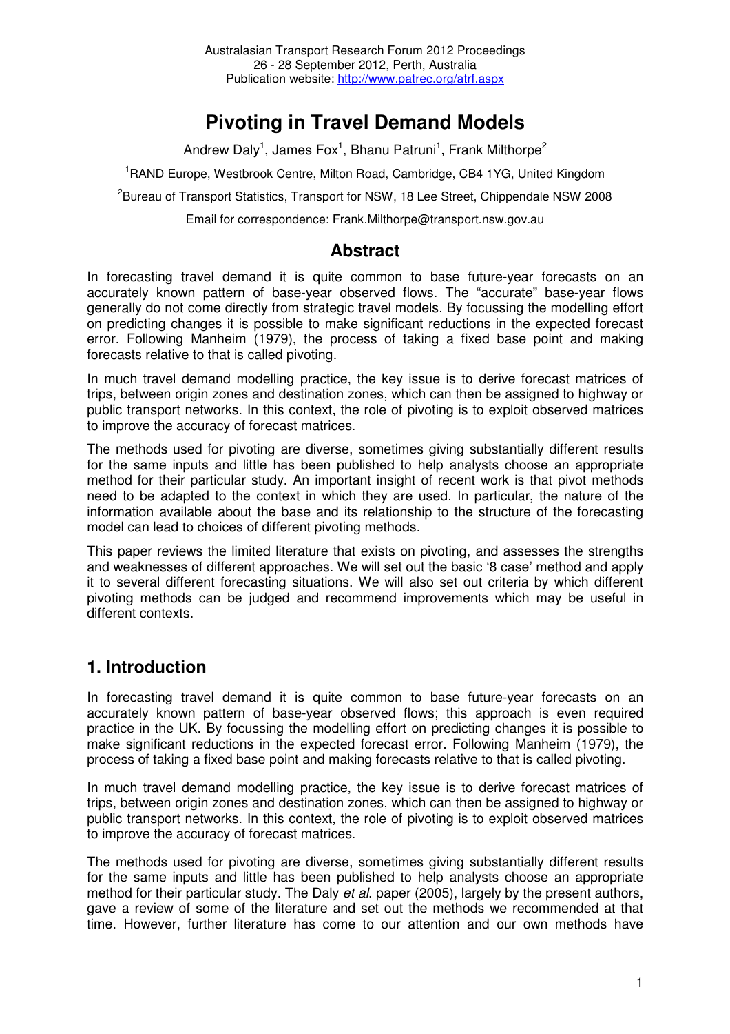Australasian Transport Research Forum 2012 Proceedings
26 - 28 September 2012, Perth, Australia
Publication website: http://www.patrec.org/atrf.aspx

# Pivoting in Travel Demand Models

Andrew Daly[1], James Fox[1], Bhanu Patruni[1], Frank Milthorpe[2]

[1]RAND Europe, Westbrook Centre, Milton Road, Cambridge, CB4 1YG, United Kingdom

[2]Bureau of Transport Statistics, Transport for NSW, 18 Lee Street, Chippendale NSW 2008

Email for correspondence: Frank.Milthorpe@transport.nsw.gov.au

## Abstract

In forecasting travel demand it is quite common to base future-year forecasts on an accurately known pattern of base-year observed flows. The "accurate" base-year flows generally do not come directly from strategic travel models. By focussing the modelling effort on predicting changes it is possible to make significant reductions in the expected forecast error. Following Manheim (1979), the process of taking a fixed base point and making forecasts relative to that is called pivoting.

In much travel demand modelling practice, the key issue is to derive forecast matrices of trips, between origin zones and destination zones, which can then be assigned to highway or public transport networks. In this context, the role of pivoting is to exploit observed matrices to improve the accuracy of forecast matrices.

The methods used for pivoting are diverse, sometimes giving substantially different results for the same inputs and little has been published to help analysts choose an appropriate method for their particular study. An important insight of recent work is that pivot methods need to be adapted to the context in which they are used. In particular, the nature of the information available about the base and its relationship to the structure of the forecasting model can lead to choices of different pivoting methods.

This paper reviews the limited literature that exists on pivoting, and assesses the strengths and weaknesses of different approaches. We will set out the basic '8 case' method and apply it to several different forecasting situations. We will also set out criteria by which different pivoting methods can be judged and recommend improvements which may be useful in different contexts.

## 1. Introduction

In forecasting travel demand it is quite common to base future-year forecasts on an accurately known pattern of base-year observed flows; this approach is even required practice in the UK. By focussing the modelling effort on predicting changes it is possible to make significant reductions in the expected forecast error. Following Manheim (1979), the process of taking a fixed base point and making forecasts relative to that is called pivoting.

In much travel demand modelling practice, the key issue is to derive forecast matrices of trips, between origin zones and destination zones, which can then be assigned to highway or public transport networks. In this context, the role of pivoting is to exploit observed matrices to improve the accuracy of forecast matrices.

The methods used for pivoting are diverse, sometimes giving substantially different results for the same inputs and little has been published to help analysts choose an appropriate method for their particular study. The Daly *et al.* paper (2005), largely by the present authors, gave a review of some of the literature and set out the methods we recommended at that time. However, further literature has come to our attention and our own methods have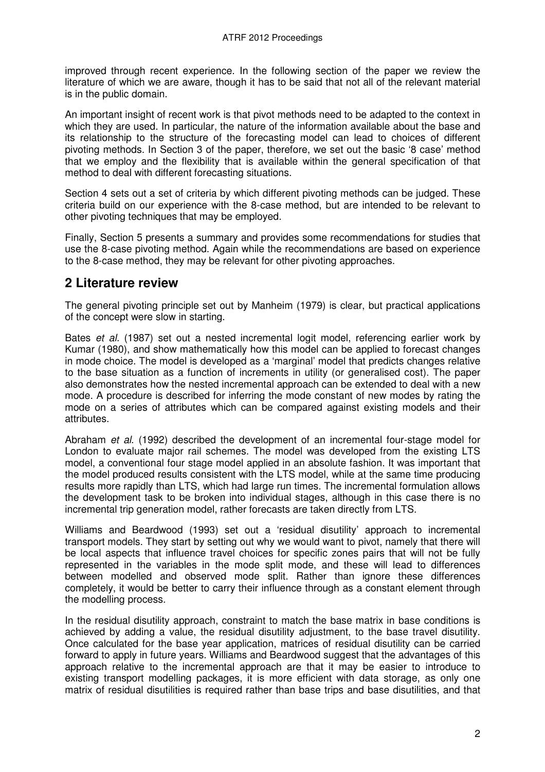improved through recent experience. In the following section of the paper we review the literature of which we are aware, though it has to be said that not all of the relevant material is in the public domain.

An important insight of recent work is that pivot methods need to be adapted to the context in which they are used. In particular, the nature of the information available about the base and its relationship to the structure of the forecasting model can lead to choices of different pivoting methods. In Section 3 of the paper, therefore, we set out the basic '8 case' method that we employ and the flexibility that is available within the general specification of that method to deal with different forecasting situations.

Section 4 sets out a set of criteria by which different pivoting methods can be judged. These criteria build on our experience with the 8-case method, but are intended to be relevant to other pivoting techniques that may be employed.

Finally, Section 5 presents a summary and provides some recommendations for studies that use the 8-case pivoting method. Again while the recommendations are based on experience to the 8-case method, they may be relevant for other pivoting approaches.

## 2 Literature review

The general pivoting principle set out by Manheim (1979) is clear, but practical applications of the concept were slow in starting.

Bates *et al.* (1987) set out a nested incremental logit model, referencing earlier work by Kumar (1980), and show mathematically how this model can be applied to forecast changes in mode choice. The model is developed as a 'marginal' model that predicts changes relative to the base situation as a function of increments in utility (or generalised cost). The paper also demonstrates how the nested incremental approach can be extended to deal with a new mode. A procedure is described for inferring the mode constant of new modes by rating the mode on a series of attributes which can be compared against existing models and their attributes.

Abraham *et al*. (1992) described the development of an incremental four-stage model for London to evaluate major rail schemes. The model was developed from the existing LTS model, a conventional four stage model applied in an absolute fashion. It was important that the model produced results consistent with the LTS model, while at the same time producing results more rapidly than LTS, which had large run times. The incremental formulation allows the development task to be broken into individual stages, although in this case there is no incremental trip generation model, rather forecasts are taken directly from LTS.

Williams and Beardwood (1993) set out a 'residual disutility' approach to incremental transport models. They start by setting out why we would want to pivot, namely that there will be local aspects that influence travel choices for specific zones pairs that will not be fully represented in the variables in the mode split mode, and these will lead to differences between modelled and observed mode split. Rather than ignore these differences completely, it would be better to carry their influence through as a constant element through the modelling process.

In the residual disutility approach, constraint to match the base matrix in base conditions is achieved by adding a value, the residual disutility adjustment, to the base travel disutility. Once calculated for the base year application, matrices of residual disutility can be carried forward to apply in future years. Williams and Beardwood suggest that the advantages of this approach relative to the incremental approach are that it may be easier to introduce to existing transport modelling packages, it is more efficient with data storage, as only one matrix of residual disutilities is required rather than base trips and base disutilities, and that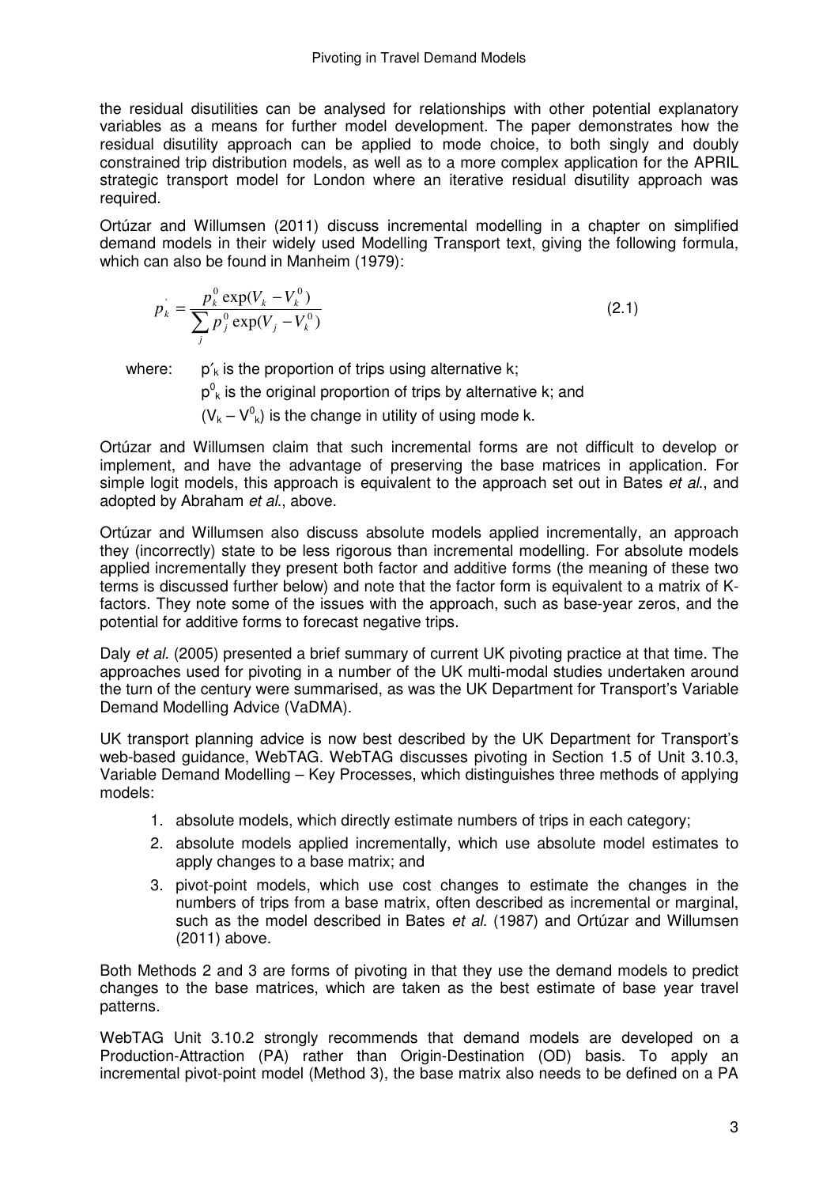the residual disutilities can be analysed for relationships with other potential explanatory variables as a means for further model development. The paper demonstrates how the residual disutility approach can be applied to mode choice, to both singly and doubly constrained trip distribution models, as well as to a more complex application for the APRIL strategic transport model for London where an iterative residual disutility approach was required.

Ortúzar and Willumsen (2011) discuss incremental modelling in a chapter on simplified demand models in their widely used Modelling Transport text, giving the following formula, which can also be found in Manheim (1979):

$$p_k^{'} = \frac{p_k^0 \exp(V_k - V_k^0)}{\sum_j p_j^0 \exp(V_j - V_k^0)} \tag{2.1}$$

where: $p'_k$ is the proportion of trips using alternative k;

$p^0_k$ is the original proportion of trips by alternative k; and

$(V_k - V^0_k)$ is the change in utility of using mode k.

Ortúzar and Willumsen claim that such incremental forms are not difficult to develop or implement, and have the advantage of preserving the base matrices in application. For simple logit models, this approach is equivalent to the approach set out in Bates *et al.*, and adopted by Abraham *et al.*, above.

Ortúzar and Willumsen also discuss absolute models applied incrementally, an approach they (incorrectly) state to be less rigorous than incremental modelling. For absolute models applied incrementally they present both factor and additive forms (the meaning of these two terms is discussed further below) and note that the factor form is equivalent to a matrix of K-factors. They note some of the issues with the approach, such as base-year zeros, and the potential for additive forms to forecast negative trips.

Daly *et al.* (2005) presented a brief summary of current UK pivoting practice at that time. The approaches used for pivoting in a number of the UK multi-modal studies undertaken around the turn of the century were summarised, as was the UK Department for Transport's Variable Demand Modelling Advice (VaDMA).

UK transport planning advice is now best described by the UK Department for Transport's web-based guidance, WebTAG. WebTAG discusses pivoting in Section 1.5 of Unit 3.10.3, Variable Demand Modelling – Key Processes, which distinguishes three methods of applying models:

1. absolute models, which directly estimate numbers of trips in each category;
2. absolute models applied incrementally, which use absolute model estimates to apply changes to a base matrix; and
3. pivot-point models, which use cost changes to estimate the changes in the numbers of trips from a base matrix, often described as incremental or marginal, such as the model described in Bates *et al.* (1987) and Ortúzar and Willumsen (2011) above.

Both Methods 2 and 3 are forms of pivoting in that they use the demand models to predict changes to the base matrices, which are taken as the best estimate of base year travel patterns.

WebTAG Unit 3.10.2 strongly recommends that demand models are developed on a Production-Attraction (PA) rather than Origin-Destination (OD) basis. To apply an incremental pivot-point model (Method 3), the base matrix also needs to be defined on a PA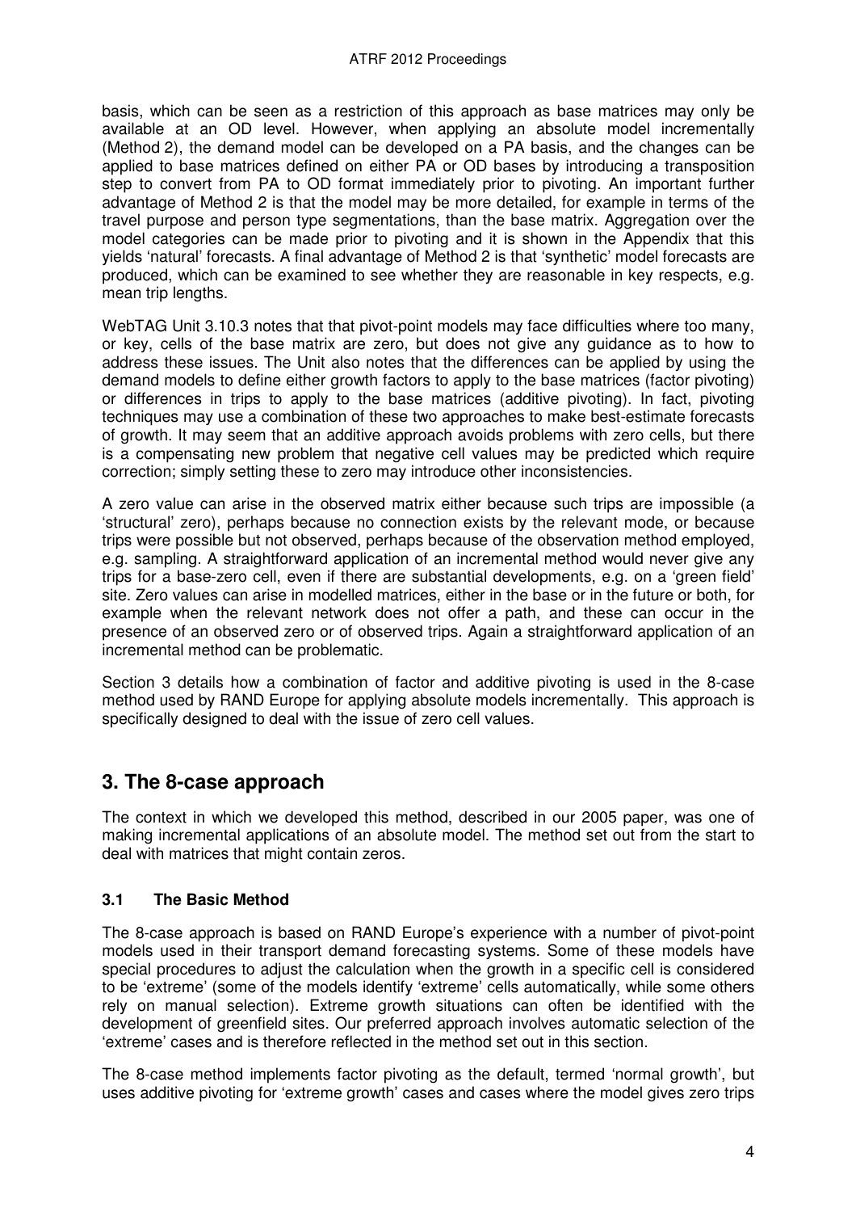basis, which can be seen as a restriction of this approach as base matrices may only be available at an OD level. However, when applying an absolute model incrementally (Method 2), the demand model can be developed on a PA basis, and the changes can be applied to base matrices defined on either PA or OD bases by introducing a transposition step to convert from PA to OD format immediately prior to pivoting. An important further advantage of Method 2 is that the model may be more detailed, for example in terms of the travel purpose and person type segmentations, than the base matrix. Aggregation over the model categories can be made prior to pivoting and it is shown in the Appendix that this yields 'natural' forecasts. A final advantage of Method 2 is that 'synthetic' model forecasts are produced, which can be examined to see whether they are reasonable in key respects, e.g. mean trip lengths.

WebTAG Unit 3.10.3 notes that that pivot-point models may face difficulties where too many, or key, cells of the base matrix are zero, but does not give any guidance as to how to address these issues. The Unit also notes that the differences can be applied by using the demand models to define either growth factors to apply to the base matrices (factor pivoting) or differences in trips to apply to the base matrices (additive pivoting). In fact, pivoting techniques may use a combination of these two approaches to make best-estimate forecasts of growth. It may seem that an additive approach avoids problems with zero cells, but there is a compensating new problem that negative cell values may be predicted which require correction; simply setting these to zero may introduce other inconsistencies.

A zero value can arise in the observed matrix either because such trips are impossible (a 'structural' zero), perhaps because no connection exists by the relevant mode, or because trips were possible but not observed, perhaps because of the observation method employed, e.g. sampling. A straightforward application of an incremental method would never give any trips for a base-zero cell, even if there are substantial developments, e.g. on a 'green field' site. Zero values can arise in modelled matrices, either in the base or in the future or both, for example when the relevant network does not offer a path, and these can occur in the presence of an observed zero or of observed trips. Again a straightforward application of an incremental method can be problematic.

Section 3 details how a combination of factor and additive pivoting is used in the 8-case method used by RAND Europe for applying absolute models incrementally. This approach is specifically designed to deal with the issue of zero cell values.

# 3. The 8-case approach

The context in which we developed this method, described in our 2005 paper, was one of making incremental applications of an absolute model. The method set out from the start to deal with matrices that might contain zeros.

### 3.1 The Basic Method

The 8-case approach is based on RAND Europe's experience with a number of pivot-point models used in their transport demand forecasting systems. Some of these models have special procedures to adjust the calculation when the growth in a specific cell is considered to be 'extreme' (some of the models identify 'extreme' cells automatically, while some others rely on manual selection). Extreme growth situations can often be identified with the development of greenfield sites. Our preferred approach involves automatic selection of the 'extreme' cases and is therefore reflected in the method set out in this section.

The 8-case method implements factor pivoting as the default, termed 'normal growth', but uses additive pivoting for 'extreme growth' cases and cases where the model gives zero trips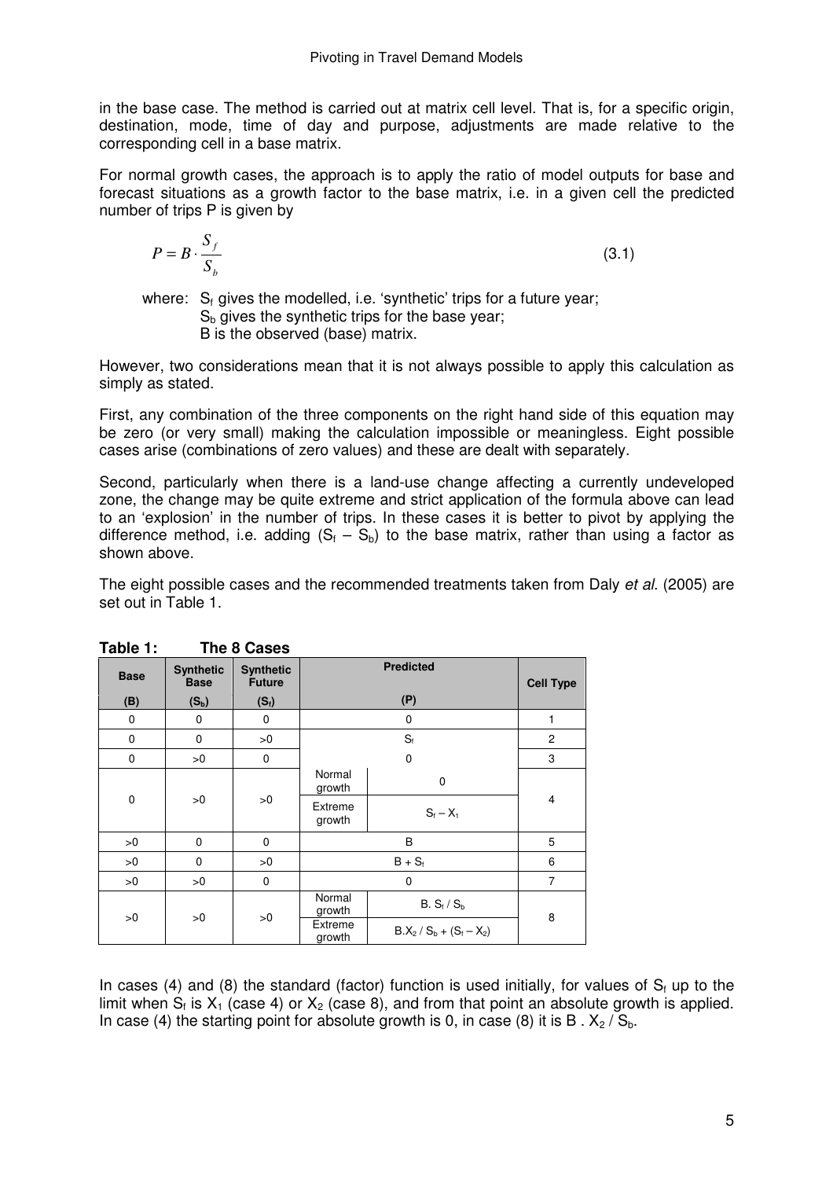in the base case. The method is carried out at matrix cell level. That is, for a specific origin, destination, mode, time of day and purpose, adjustments are made relative to the corresponding cell in a base matrix.

For normal growth cases, the approach is to apply the ratio of model outputs for base and forecast situations as a growth factor to the base matrix, i.e. in a given cell the predicted number of trips P is given by

$$P = B \cdot \frac{S_f}{S_b} \tag{3.1}$$

where: $S_f$ gives the modelled, i.e. 'synthetic' trips for a future year;
$S_b$ gives the synthetic trips for the base year;
B is the observed (base) matrix.

However, two considerations mean that it is not always possible to apply this calculation as simply as stated.

First, any combination of the three components on the right hand side of this equation may be zero (or very small) making the calculation impossible or meaningless. Eight possible cases arise (combinations of zero values) and these are dealt with separately.

Second, particularly when there is a land-use change affecting a currently undeveloped zone, the change may be quite extreme and strict application of the formula above can lead to an 'explosion' in the number of trips. In these cases it is better to pivot by applying the difference method, i.e. adding ($S_f - S_b$) to the base matrix, rather than using a factor as shown above.

The eight possible cases and the recommended treatments taken from Daly *et al*. (2005) are set out in Table 1.

**Table 1: The 8 Cases**

| Base (B) | Synthetic Base ($S_b$) | Synthetic Future ($S_f$) | Predicted (P) | | Cell Type |
|---|---|---|---|---|---|
| 0 | 0 | 0 | 0 | | 1 |
| 0 | 0 | >0 | $S_f$ | | 2 |
| 0 | >0 | 0 | 0 | | 3 |
| 0 | >0 | >0 | Normal growth | 0 | 4 |
| | | | Extreme growth | $S_f - X_1$ | |
| >0 | 0 | 0 | B | | 5 |
| >0 | 0 | >0 | $B + S_f$ | | 6 |
| >0 | >0 | 0 | 0 | | 7 |
| >0 | >0 | >0 | Normal growth | $B.\ S_f / S_b$ | 8 |
| | | | Extreme growth | $B.X_2 / S_b + (S_f - X_2)$ | |

In cases (4) and (8) the standard (factor) function is used initially, for values of $S_f$ up to the limit when $S_f$ is $X_1$ (case 4) or $X_2$ (case 8), and from that point an absolute growth is applied. In case (4) the starting point for absolute growth is 0, in case (8) it is $B\ .\ X_2 / S_b$.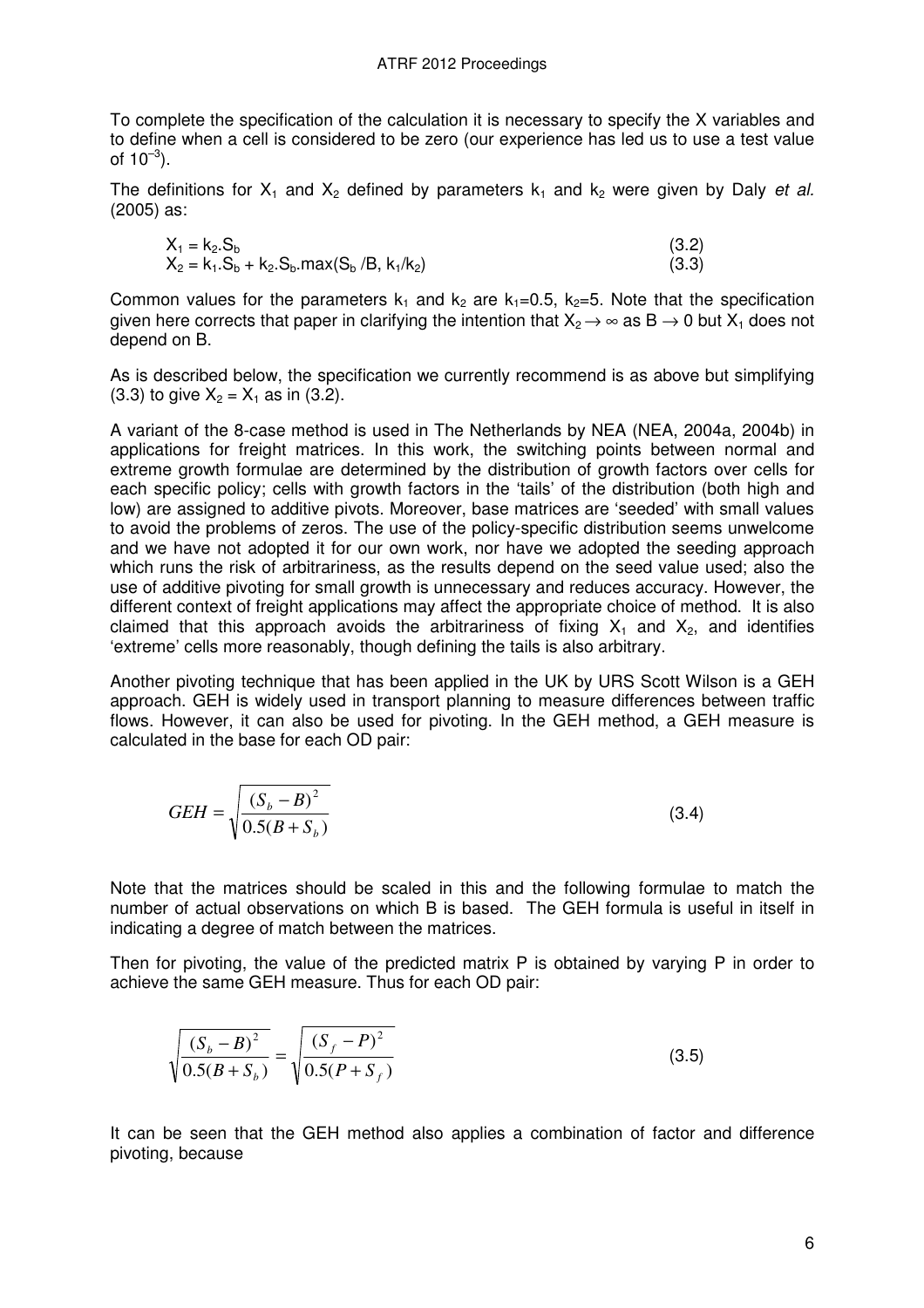To complete the specification of the calculation it is necessary to specify the X variables and to define when a cell is considered to be zero (our experience has led us to use a test value of $10^{-3}$).

The definitions for $X_1$ and $X_2$ defined by parameters $k_1$ and $k_2$ were given by Daly *et al.* (2005) as:

$$X_1 = k_2.S_b \tag{3.2}$$

$$X_2 = k_1.S_b + k_2.S_b.\max(S_b / B, k_1/k_2) \tag{3.3}$$

Common values for the parameters $k_1$ and $k_2$ are $k_1$=0.5, $k_2$=5. Note that the specification given here corrects that paper in clarifying the intention that $X_2 \rightarrow \infty$ as $B \rightarrow 0$ but $X_1$ does not depend on B.

As is described below, the specification we currently recommend is as above but simplifying (3.3) to give $X_2 = X_1$ as in (3.2).

A variant of the 8-case method is used in The Netherlands by NEA (NEA, 2004a, 2004b) in applications for freight matrices. In this work, the switching points between normal and extreme growth formulae are determined by the distribution of growth factors over cells for each specific policy; cells with growth factors in the 'tails' of the distribution (both high and low) are assigned to additive pivots. Moreover, base matrices are 'seeded' with small values to avoid the problems of zeros. The use of the policy-specific distribution seems unwelcome and we have not adopted it for our own work, nor have we adopted the seeding approach which runs the risk of arbitrariness, as the results depend on the seed value used; also the use of additive pivoting for small growth is unnecessary and reduces accuracy. However, the different context of freight applications may affect the appropriate choice of method. It is also claimed that this approach avoids the arbitrariness of fixing $X_1$ and $X_2$, and identifies 'extreme' cells more reasonably, though defining the tails is also arbitrary.

Another pivoting technique that has been applied in the UK by URS Scott Wilson is a GEH approach. GEH is widely used in transport planning to measure differences between traffic flows. However, it can also be used for pivoting. In the GEH method, a GEH measure is calculated in the base for each OD pair:

$$GEH = \sqrt{\frac{(S_b - B)^2}{0.5(B + S_b)}} \tag{3.4}$$

Note that the matrices should be scaled in this and the following formulae to match the number of actual observations on which B is based. The GEH formula is useful in itself in indicating a degree of match between the matrices.

Then for pivoting, the value of the predicted matrix P is obtained by varying P in order to achieve the same GEH measure. Thus for each OD pair:

$$\sqrt{\frac{(S_b - B)^2}{0.5(B + S_b)}} = \sqrt{\frac{(S_f - P)^2}{0.5(P + S_f)}} \tag{3.5}$$

It can be seen that the GEH method also applies a combination of factor and difference pivoting, because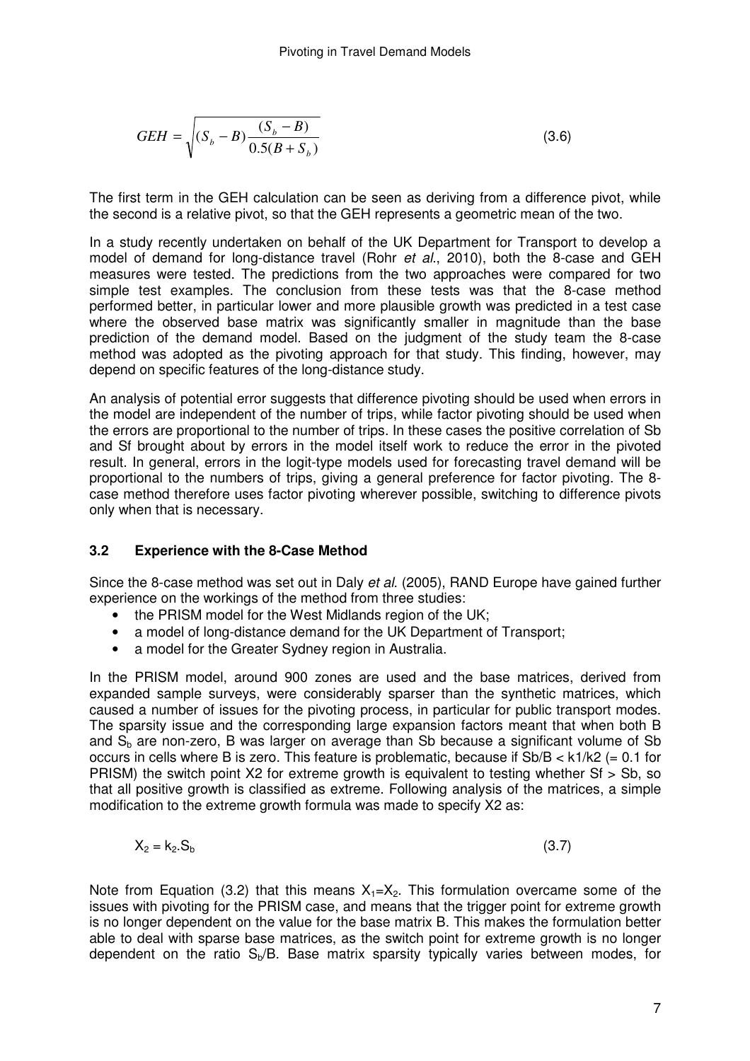$$GEH = \sqrt{(S_b - B)\frac{(S_b - B)}{0.5(B + S_b)}} \tag{3.6}$$

The first term in the GEH calculation can be seen as deriving from a difference pivot, while the second is a relative pivot, so that the GEH represents a geometric mean of the two.

In a study recently undertaken on behalf of the UK Department for Transport to develop a model of demand for long-distance travel (Rohr *et al*., 2010), both the 8-case and GEH measures were tested. The predictions from the two approaches were compared for two simple test examples. The conclusion from these tests was that the 8-case method performed better, in particular lower and more plausible growth was predicted in a test case where the observed base matrix was significantly smaller in magnitude than the base prediction of the demand model. Based on the judgment of the study team the 8-case method was adopted as the pivoting approach for that study. This finding, however, may depend on specific features of the long-distance study.

An analysis of potential error suggests that difference pivoting should be used when errors in the model are independent of the number of trips, while factor pivoting should be used when the errors are proportional to the number of trips. In these cases the positive correlation of Sb and Sf brought about by errors in the model itself work to reduce the error in the pivoted result. In general, errors in the logit-type models used for forecasting travel demand will be proportional to the numbers of trips, giving a general preference for factor pivoting. The 8-case method therefore uses factor pivoting wherever possible, switching to difference pivots only when that is necessary.

### 3.2 Experience with the 8-Case Method

Since the 8-case method was set out in Daly *et al*. (2005), RAND Europe have gained further experience on the workings of the method from three studies:

- the PRISM model for the West Midlands region of the UK;
- a model of long-distance demand for the UK Department of Transport;
- a model for the Greater Sydney region in Australia.

In the PRISM model, around 900 zones are used and the base matrices, derived from expanded sample surveys, were considerably sparser than the synthetic matrices, which caused a number of issues for the pivoting process, in particular for public transport modes. The sparsity issue and the corresponding large expansion factors meant that when both B and $S_b$ are non-zero, B was larger on average than Sb because a significant volume of Sb occurs in cells where B is zero. This feature is problematic, because if $Sb/B < k1/k2$ (= 0.1 for PRISM) the switch point X2 for extreme growth is equivalent to testing whether $Sf > Sb$, so that all positive growth is classified as extreme. Following analysis of the matrices, a simple modification to the extreme growth formula was made to specify X2 as:

$$X_2 = k_2.S_b \tag{3.7}$$

Note from Equation (3.2) that this means $X_1 = X_2$. This formulation overcame some of the issues with pivoting for the PRISM case, and means that the trigger point for extreme growth is no longer dependent on the value for the base matrix B. This makes the formulation better able to deal with sparse base matrices, as the switch point for extreme growth is no longer dependent on the ratio $S_b/B$. Base matrix sparsity typically varies between modes, for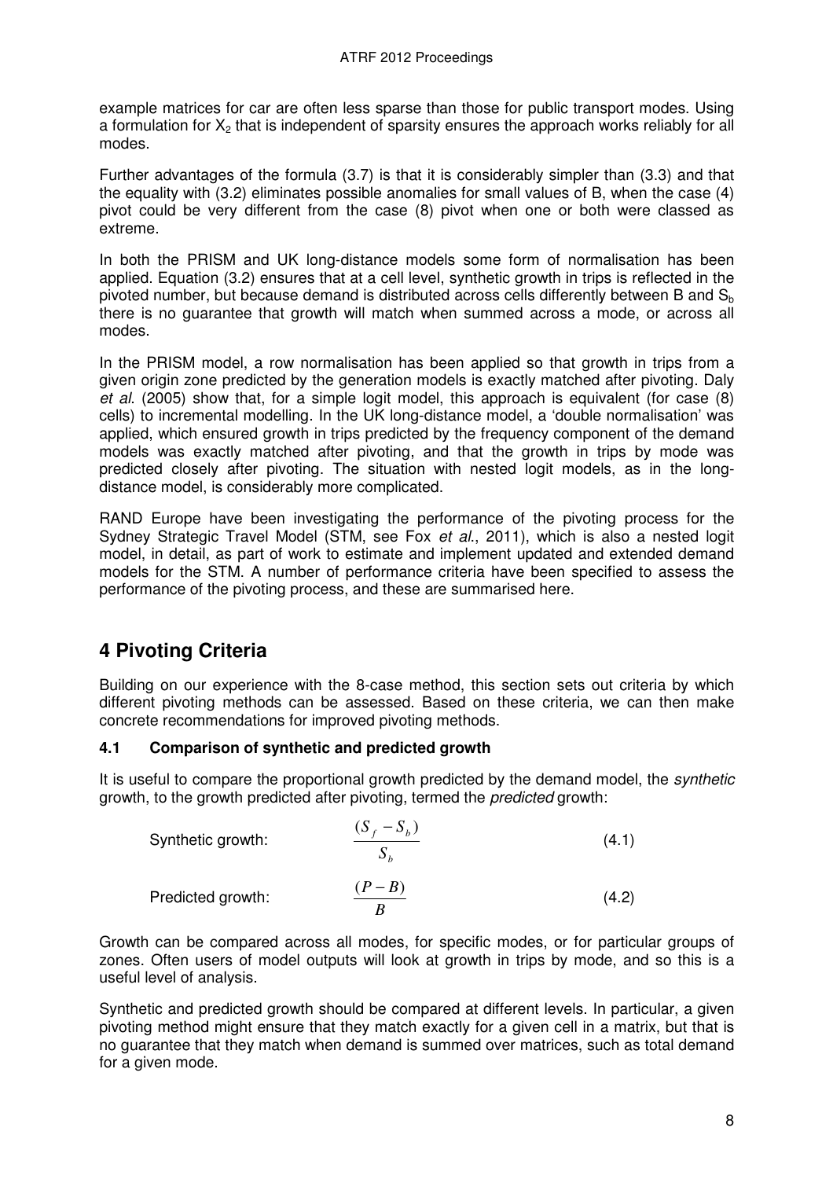example matrices for car are often less sparse than those for public transport modes. Using a formulation for $X_2$ that is independent of sparsity ensures the approach works reliably for all modes.

Further advantages of the formula (3.7) is that it is considerably simpler than (3.3) and that the equality with (3.2) eliminates possible anomalies for small values of B, when the case (4) pivot could be very different from the case (8) pivot when one or both were classed as extreme.

In both the PRISM and UK long-distance models some form of normalisation has been applied. Equation (3.2) ensures that at a cell level, synthetic growth in trips is reflected in the pivoted number, but because demand is distributed across cells differently between B and $S_b$ there is no guarantee that growth will match when summed across a mode, or across all modes.

In the PRISM model, a row normalisation has been applied so that growth in trips from a given origin zone predicted by the generation models is exactly matched after pivoting. Daly *et al*. (2005) show that, for a simple logit model, this approach is equivalent (for case (8) cells) to incremental modelling. In the UK long-distance model, a 'double normalisation' was applied, which ensured growth in trips predicted by the frequency component of the demand models was exactly matched after pivoting, and that the growth in trips by mode was predicted closely after pivoting. The situation with nested logit models, as in the long-distance model, is considerably more complicated.

RAND Europe have been investigating the performance of the pivoting process for the Sydney Strategic Travel Model (STM, see Fox *et al*., 2011), which is also a nested logit model, in detail, as part of work to estimate and implement updated and extended demand models for the STM. A number of performance criteria have been specified to assess the performance of the pivoting process, and these are summarised here.

# 4 Pivoting Criteria

Building on our experience with the 8-case method, this section sets out criteria by which different pivoting methods can be assessed. Based on these criteria, we can then make concrete recommendations for improved pivoting methods.

### 4.1 Comparison of synthetic and predicted growth

It is useful to compare the proportional growth predicted by the demand model, the *synthetic* growth, to the growth predicted after pivoting, termed the *predicted* growth:

Synthetic growth: $$\frac{(S_f - S_b)}{S_b} \qquad (4.1)$$

Predicted growth: $$\frac{(P - B)}{B} \qquad (4.2)$$

Growth can be compared across all modes, for specific modes, or for particular groups of zones. Often users of model outputs will look at growth in trips by mode, and so this is a useful level of analysis.

Synthetic and predicted growth should be compared at different levels. In particular, a given pivoting method might ensure that they match exactly for a given cell in a matrix, but that is no guarantee that they match when demand is summed over matrices, such as total demand for a given mode.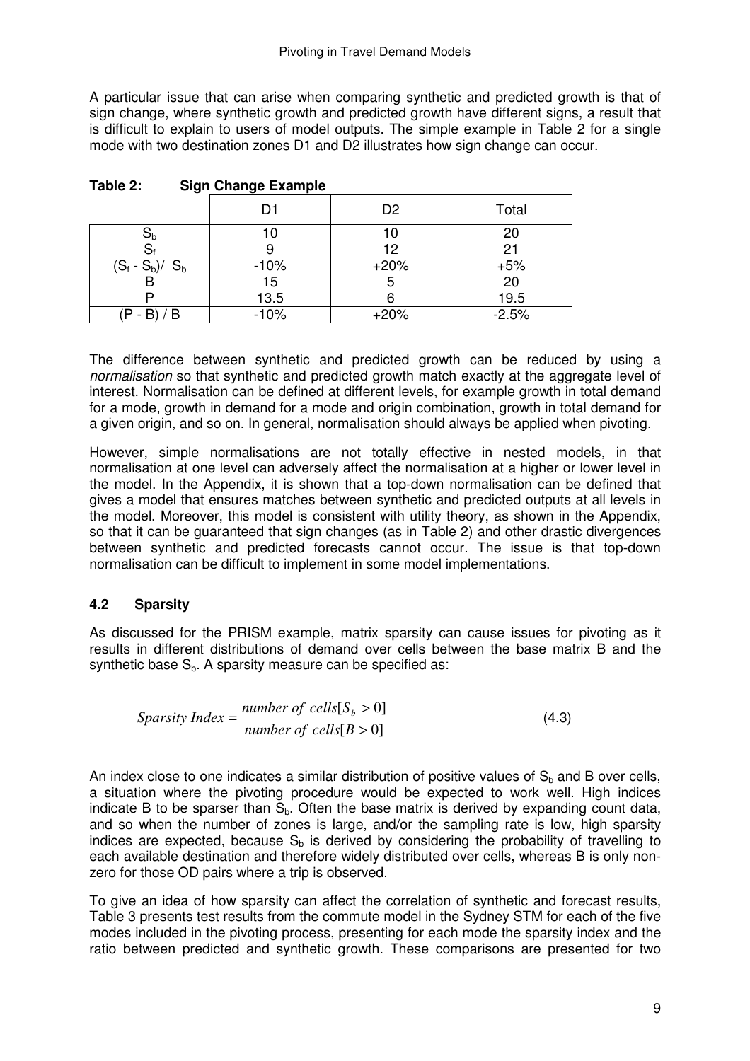A particular issue that can arise when comparing synthetic and predicted growth is that of sign change, where synthetic growth and predicted growth have different signs, a result that is difficult to explain to users of model outputs. The simple example in Table 2 for a single mode with two destination zones D1 and D2 illustrates how sign change can occur.

**Table 2: Sign Change Example**

| | D1 | D2 | Total |
|---|---|---|---|
| $S_b$ | 10 | 10 | 20 |
| $S_f$ | 9 | 12 | 21 |
| $(S_f - S_b)/\ S_b$ | -10% | +20% | +5% |
| B | 15 | 5 | 20 |
| P | 13.5 | 6 | 19.5 |
| (P - B) / B | -10% | +20% | -2.5% |

The difference between synthetic and predicted growth can be reduced by using a *normalisation* so that synthetic and predicted growth match exactly at the aggregate level of interest. Normalisation can be defined at different levels, for example growth in total demand for a mode, growth in demand for a mode and origin combination, growth in total demand for a given origin, and so on. In general, normalisation should always be applied when pivoting.

However, simple normalisations are not totally effective in nested models, in that normalisation at one level can adversely affect the normalisation at a higher or lower level in the model. In the Appendix, it is shown that a top-down normalisation can be defined that gives a model that ensures matches between synthetic and predicted outputs at all levels in the model. Moreover, this model is consistent with utility theory, as shown in the Appendix, so that it can be guaranteed that sign changes (as in Table 2) and other drastic divergences between synthetic and predicted forecasts cannot occur. The issue is that top-down normalisation can be difficult to implement in some model implementations.

### 4.2 Sparsity

As discussed for the PRISM example, matrix sparsity can cause issues for pivoting as it results in different distributions of demand over cells between the base matrix B and the synthetic base $S_b$. A sparsity measure can be specified as:

$$Sparsity\ Index = \frac{number\ of\ cells[S_b > 0]}{number\ of\ cells[B > 0]} \tag{4.3}$$

An index close to one indicates a similar distribution of positive values of $S_b$ and B over cells, a situation where the pivoting procedure would be expected to work well. High indices indicate B to be sparser than $S_b$. Often the base matrix is derived by expanding count data, and so when the number of zones is large, and/or the sampling rate is low, high sparsity indices are expected, because $S_b$ is derived by considering the probability of travelling to each available destination and therefore widely distributed over cells, whereas B is only non-zero for those OD pairs where a trip is observed.

To give an idea of how sparsity can affect the correlation of synthetic and forecast results, Table 3 presents test results from the commute model in the Sydney STM for each of the five modes included in the pivoting process, presenting for each mode the sparsity index and the ratio between predicted and synthetic growth. These comparisons are presented for two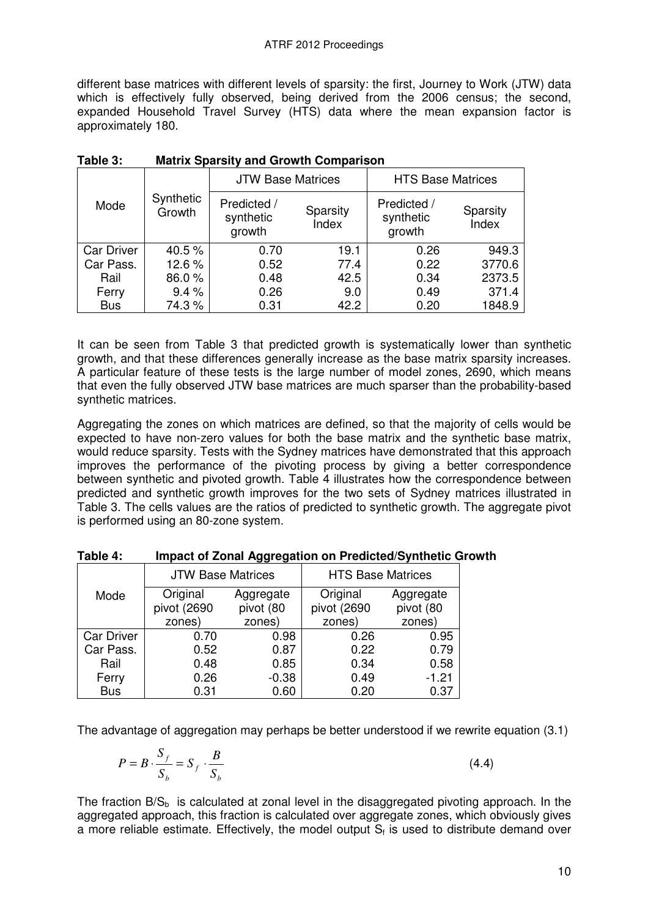different base matrices with different levels of sparsity: the first, Journey to Work (JTW) data which is effectively fully observed, being derived from the 2006 census; the second, expanded Household Travel Survey (HTS) data where the mean expansion factor is approximately 180.

**Table 3: Matrix Sparsity and Growth Comparison**

| Mode | Synthetic Growth | JTW Base Matrices | | HTS Base Matrices | |
|---|---|---|---|---|---|
| | | Predicted / synthetic growth | Sparsity Index | Predicted / synthetic growth | Sparsity Index |
| Car Driver | 40.5 % | 0.70 | 19.1 | 0.26 | 949.3 |
| Car Pass. | 12.6 % | 0.52 | 77.4 | 0.22 | 3770.6 |
| Rail | 86.0 % | 0.48 | 42.5 | 0.34 | 2373.5 |
| Ferry | 9.4 % | 0.26 | 9.0 | 0.49 | 371.4 |
| Bus | 74.3 % | 0.31 | 42.2 | 0.20 | 1848.9 |

It can be seen from Table 3 that predicted growth is systematically lower than synthetic growth, and that these differences generally increase as the base matrix sparsity increases. A particular feature of these tests is the large number of model zones, 2690, which means that even the fully observed JTW base matrices are much sparser than the probability-based synthetic matrices.

Aggregating the zones on which matrices are defined, so that the majority of cells would be expected to have non-zero values for both the base matrix and the synthetic base matrix, would reduce sparsity. Tests with the Sydney matrices have demonstrated that this approach improves the performance of the pivoting process by giving a better correspondence between synthetic and pivoted growth. Table 4 illustrates how the correspondence between predicted and synthetic growth improves for the two sets of Sydney matrices illustrated in Table 3. The cells values are the ratios of predicted to synthetic growth. The aggregate pivot is performed using an 80-zone system.

**Table 4: Impact of Zonal Aggregation on Predicted/Synthetic Growth**

| Mode | JTW Base Matrices | | HTS Base Matrices | |
|---|---|---|---|---|
| | Original pivot (2690 zones) | Aggregate pivot (80 zones) | Original pivot (2690 zones) | Aggregate pivot (80 zones) |
| Car Driver | 0.70 | 0.98 | 0.26 | 0.95 |
| Car Pass. | 0.52 | 0.87 | 0.22 | 0.79 |
| Rail | 0.48 | 0.85 | 0.34 | 0.58 |
| Ferry | 0.26 | -0.38 | 0.49 | -1.21 |
| Bus | 0.31 | 0.60 | 0.20 | 0.37 |

The advantage of aggregation may perhaps be better understood if we rewrite equation (3.1)

$$P = B \cdot \frac{S_f}{S_b} = S_f \cdot \frac{B}{S_b} \tag{4.4}$$

The fraction $B/S_b$ is calculated at zonal level in the disaggregated pivoting approach. In the aggregated approach, this fraction is calculated over aggregate zones, which obviously gives a more reliable estimate. Effectively, the model output $S_f$ is used to distribute demand over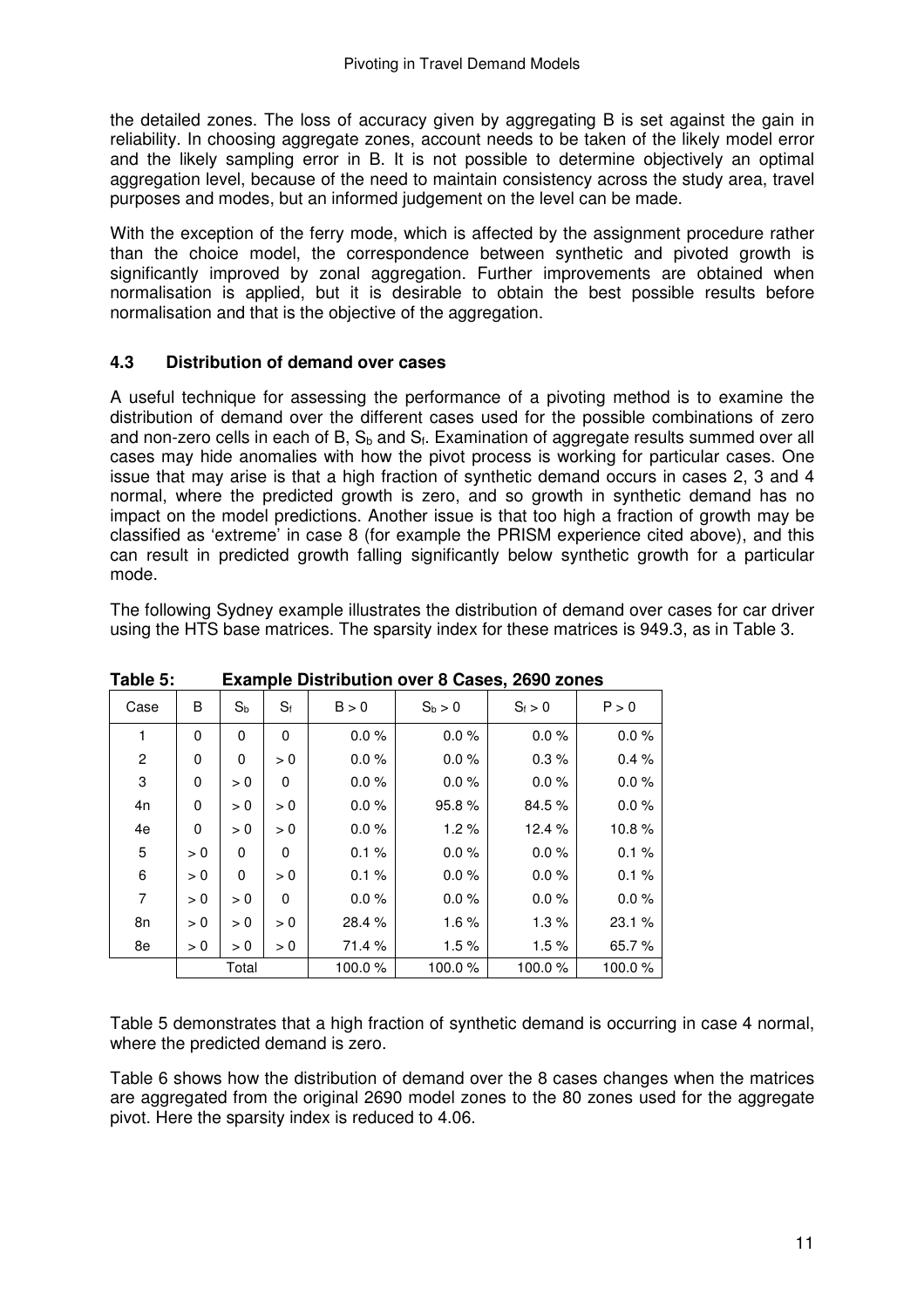the detailed zones. The loss of accuracy given by aggregating B is set against the gain in reliability. In choosing aggregate zones, account needs to be taken of the likely model error and the likely sampling error in B. It is not possible to determine objectively an optimal aggregation level, because of the need to maintain consistency across the study area, travel purposes and modes, but an informed judgement on the level can be made.

With the exception of the ferry mode, which is affected by the assignment procedure rather than the choice model, the correspondence between synthetic and pivoted growth is significantly improved by zonal aggregation. Further improvements are obtained when normalisation is applied, but it is desirable to obtain the best possible results before normalisation and that is the objective of the aggregation.

### 4.3 Distribution of demand over cases

A useful technique for assessing the performance of a pivoting method is to examine the distribution of demand over the different cases used for the possible combinations of zero and non-zero cells in each of B, $S_b$ and $S_f$. Examination of aggregate results summed over all cases may hide anomalies with how the pivot process is working for particular cases. One issue that may arise is that a high fraction of synthetic demand occurs in cases 2, 3 and 4 normal, where the predicted growth is zero, and so growth in synthetic demand has no impact on the model predictions. Another issue is that too high a fraction of growth may be classified as 'extreme' in case 8 (for example the PRISM experience cited above), and this can result in predicted growth falling significantly below synthetic growth for a particular mode.

The following Sydney example illustrates the distribution of demand over cases for car driver using the HTS base matrices. The sparsity index for these matrices is 949.3, as in Table 3.

**Table 5: Example Distribution over 8 Cases, 2690 zones**

| Case | B | $S_b$ | $S_f$ | B > 0 | $S_b > 0$ | $S_f > 0$ | P > 0 |
|---|---|---|---|---|---|---|---|
| 1 | 0 | 0 | 0 | 0.0 % | 0.0 % | 0.0 % | 0.0 % |
| 2 | 0 | 0 | > 0 | 0.0 % | 0.0 % | 0.3 % | 0.4 % |
| 3 | 0 | > 0 | 0 | 0.0 % | 0.0 % | 0.0 % | 0.0 % |
| 4n | 0 | > 0 | > 0 | 0.0 % | 95.8 % | 84.5 % | 0.0 % |
| 4e | 0 | > 0 | > 0 | 0.0 % | 1.2 % | 12.4 % | 10.8 % |
| 5 | > 0 | 0 | 0 | 0.1 % | 0.0 % | 0.0 % | 0.1 % |
| 6 | > 0 | 0 | > 0 | 0.1 % | 0.0 % | 0.0 % | 0.1 % |
| 7 | > 0 | > 0 | 0 | 0.0 % | 0.0 % | 0.0 % | 0.0 % |
| 8n | > 0 | > 0 | > 0 | 28.4 % | 1.6 % | 1.3 % | 23.1 % |
| 8e | > 0 | > 0 | > 0 | 71.4 % | 1.5 % | 1.5 % | 65.7 % |
| | Total | | | 100.0 % | 100.0 % | 100.0 % | 100.0 % |

Table 5 demonstrates that a high fraction of synthetic demand is occurring in case 4 normal, where the predicted demand is zero.

Table 6 shows how the distribution of demand over the 8 cases changes when the matrices are aggregated from the original 2690 model zones to the 80 zones used for the aggregate pivot. Here the sparsity index is reduced to 4.06.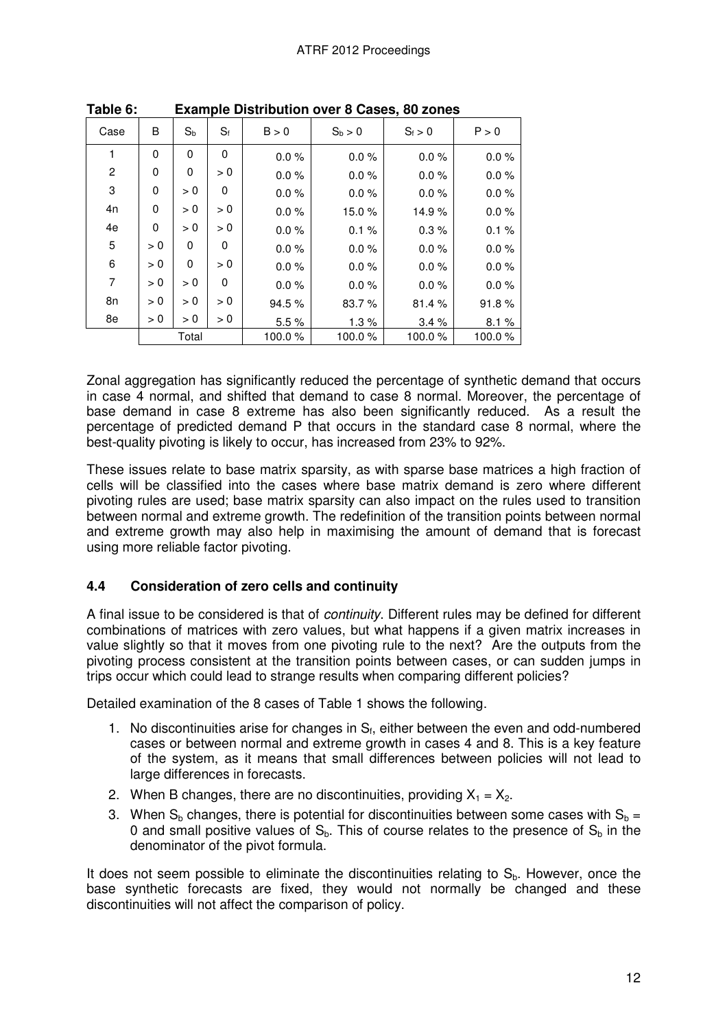**Table 6: Example Distribution over 8 Cases, 80 zones**

| Case | B | $S_b$ | $S_f$ | B > 0 | $S_b > 0$ | $S_f > 0$ | P > 0 |
|---|---|---|---|---|---|---|---|
| 1 | 0 | 0 | 0 | 0.0 % | 0.0 % | 0.0 % | 0.0 % |
| 2 | 0 | 0 | > 0 | 0.0 % | 0.0 % | 0.0 % | 0.0 % |
| 3 | 0 | > 0 | 0 | 0.0 % | 0.0 % | 0.0 % | 0.0 % |
| 4n | 0 | > 0 | > 0 | 0.0 % | 15.0 % | 14.9 % | 0.0 % |
| 4e | 0 | > 0 | > 0 | 0.0 % | 0.1 % | 0.3 % | 0.1 % |
| 5 | > 0 | 0 | 0 | 0.0 % | 0.0 % | 0.0 % | 0.0 % |
| 6 | > 0 | 0 | > 0 | 0.0 % | 0.0 % | 0.0 % | 0.0 % |
| 7 | > 0 | > 0 | 0 | 0.0 % | 0.0 % | 0.0 % | 0.0 % |
| 8n | > 0 | > 0 | > 0 | 94.5 % | 83.7 % | 81.4 % | 91.8 % |
| 8e | > 0 | > 0 | > 0 | 5.5 % | 1.3 % | 3.4 % | 8.1 % |
| | Total | | | 100.0 % | 100.0 % | 100.0 % | 100.0 % |

Zonal aggregation has significantly reduced the percentage of synthetic demand that occurs in case 4 normal, and shifted that demand to case 8 normal. Moreover, the percentage of base demand in case 8 extreme has also been significantly reduced. As a result the percentage of predicted demand P that occurs in the standard case 8 normal, where the best-quality pivoting is likely to occur, has increased from 23% to 92%.

These issues relate to base matrix sparsity, as with sparse base matrices a high fraction of cells will be classified into the cases where base matrix demand is zero where different pivoting rules are used; base matrix sparsity can also impact on the rules used to transition between normal and extreme growth. The redefinition of the transition points between normal and extreme growth may also help in maximising the amount of demand that is forecast using more reliable factor pivoting.

### 4.4 Consideration of zero cells and continuity

A final issue to be considered is that of *continuity*. Different rules may be defined for different combinations of matrices with zero values, but what happens if a given matrix increases in value slightly so that it moves from one pivoting rule to the next? Are the outputs from the pivoting process consistent at the transition points between cases, or can sudden jumps in trips occur which could lead to strange results when comparing different policies?

Detailed examination of the 8 cases of Table 1 shows the following.

1. No discontinuities arise for changes in $S_f$, either between the even and odd-numbered cases or between normal and extreme growth in cases 4 and 8. This is a key feature of the system, as it means that small differences between policies will not lead to large differences in forecasts.
2. When B changes, there are no discontinuities, providing $X_1 = X_2$.
3. When $S_b$ changes, there is potential for discontinuities between some cases with $S_b = 0$ and small positive values of $S_b$. This of course relates to the presence of $S_b$ in the denominator of the pivot formula.

It does not seem possible to eliminate the discontinuities relating to $S_b$. However, once the base synthetic forecasts are fixed, they would not normally be changed and these discontinuities will not affect the comparison of policy.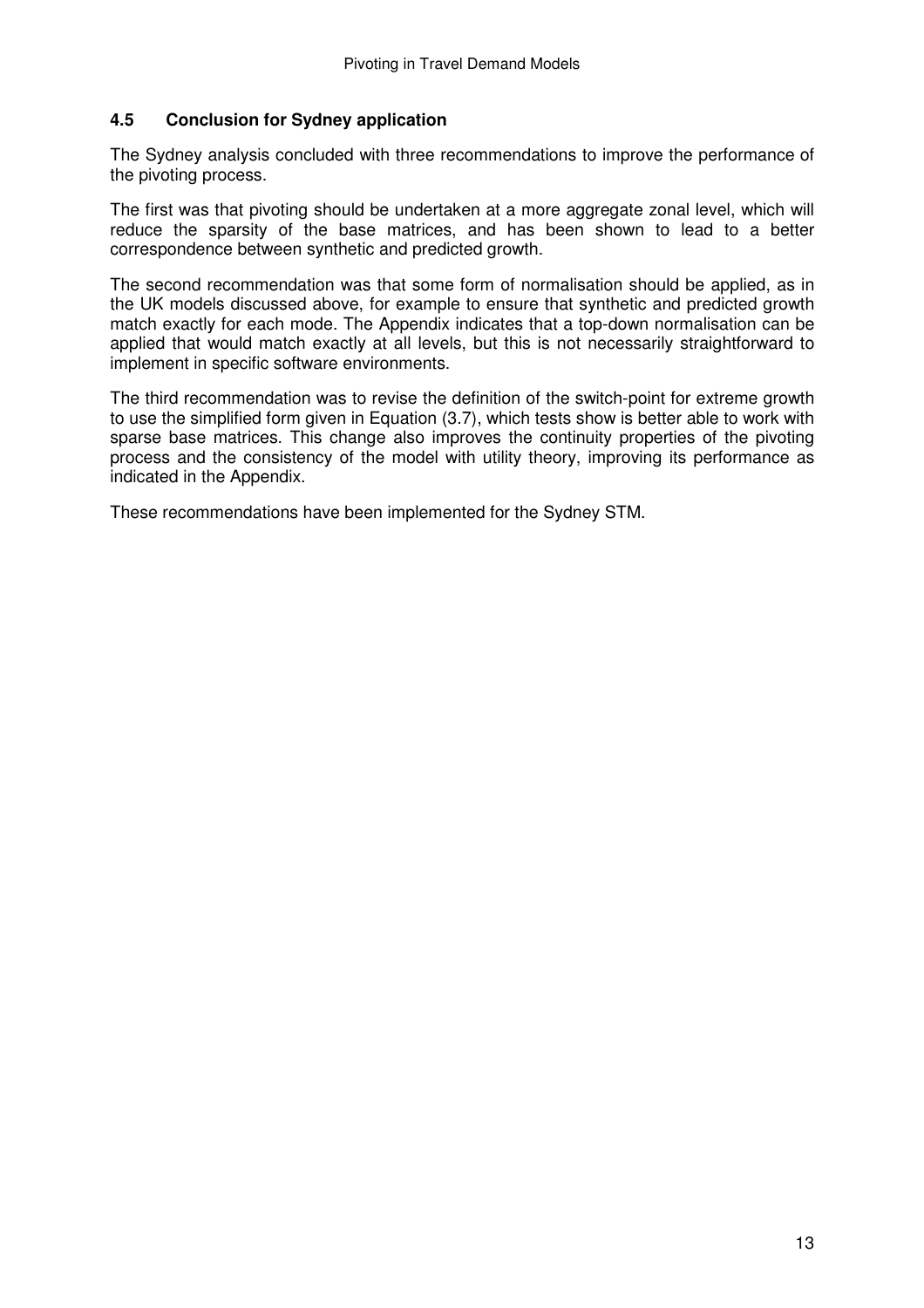### 4.5 Conclusion for Sydney application

The Sydney analysis concluded with three recommendations to improve the performance of the pivoting process.

The first was that pivoting should be undertaken at a more aggregate zonal level, which will reduce the sparsity of the base matrices, and has been shown to lead to a better correspondence between synthetic and predicted growth.

The second recommendation was that some form of normalisation should be applied, as in the UK models discussed above, for example to ensure that synthetic and predicted growth match exactly for each mode. The Appendix indicates that a top-down normalisation can be applied that would match exactly at all levels, but this is not necessarily straightforward to implement in specific software environments.

The third recommendation was to revise the definition of the switch-point for extreme growth to use the simplified form given in Equation (3.7), which tests show is better able to work with sparse base matrices. This change also improves the continuity properties of the pivoting process and the consistency of the model with utility theory, improving its performance as indicated in the Appendix.

These recommendations have been implemented for the Sydney STM.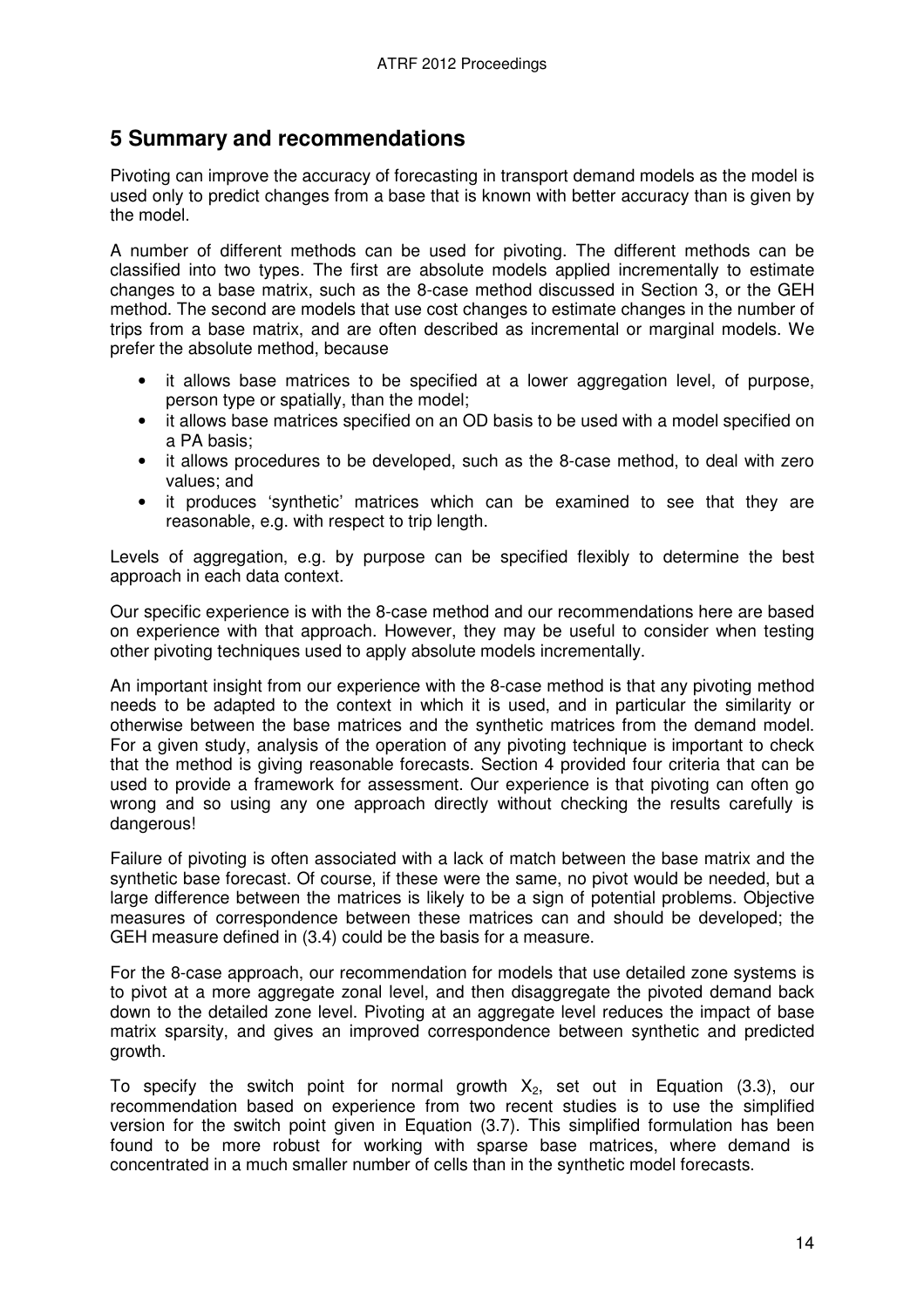## 5 Summary and recommendations

Pivoting can improve the accuracy of forecasting in transport demand models as the model is used only to predict changes from a base that is known with better accuracy than is given by the model.

A number of different methods can be used for pivoting. The different methods can be classified into two types. The first are absolute models applied incrementally to estimate changes to a base matrix, such as the 8-case method discussed in Section 3, or the GEH method. The second are models that use cost changes to estimate changes in the number of trips from a base matrix, and are often described as incremental or marginal models. We prefer the absolute method, because

- it allows base matrices to be specified at a lower aggregation level, of purpose, person type or spatially, than the model;
- it allows base matrices specified on an OD basis to be used with a model specified on a PA basis;
- it allows procedures to be developed, such as the 8-case method, to deal with zero values; and
- it produces 'synthetic' matrices which can be examined to see that they are reasonable, e.g. with respect to trip length.

Levels of aggregation, e.g. by purpose can be specified flexibly to determine the best approach in each data context.

Our specific experience is with the 8-case method and our recommendations here are based on experience with that approach. However, they may be useful to consider when testing other pivoting techniques used to apply absolute models incrementally.

An important insight from our experience with the 8-case method is that any pivoting method needs to be adapted to the context in which it is used, and in particular the similarity or otherwise between the base matrices and the synthetic matrices from the demand model. For a given study, analysis of the operation of any pivoting technique is important to check that the method is giving reasonable forecasts. Section 4 provided four criteria that can be used to provide a framework for assessment. Our experience is that pivoting can often go wrong and so using any one approach directly without checking the results carefully is dangerous!

Failure of pivoting is often associated with a lack of match between the base matrix and the synthetic base forecast. Of course, if these were the same, no pivot would be needed, but a large difference between the matrices is likely to be a sign of potential problems. Objective measures of correspondence between these matrices can and should be developed; the GEH measure defined in (3.4) could be the basis for a measure.

For the 8-case approach, our recommendation for models that use detailed zone systems is to pivot at a more aggregate zonal level, and then disaggregate the pivoted demand back down to the detailed zone level. Pivoting at an aggregate level reduces the impact of base matrix sparsity, and gives an improved correspondence between synthetic and predicted growth.

To specify the switch point for normal growth $X_2$, set out in Equation (3.3), our recommendation based on experience from two recent studies is to use the simplified version for the switch point given in Equation (3.7). This simplified formulation has been found to be more robust for working with sparse base matrices, where demand is concentrated in a much smaller number of cells than in the synthetic model forecasts.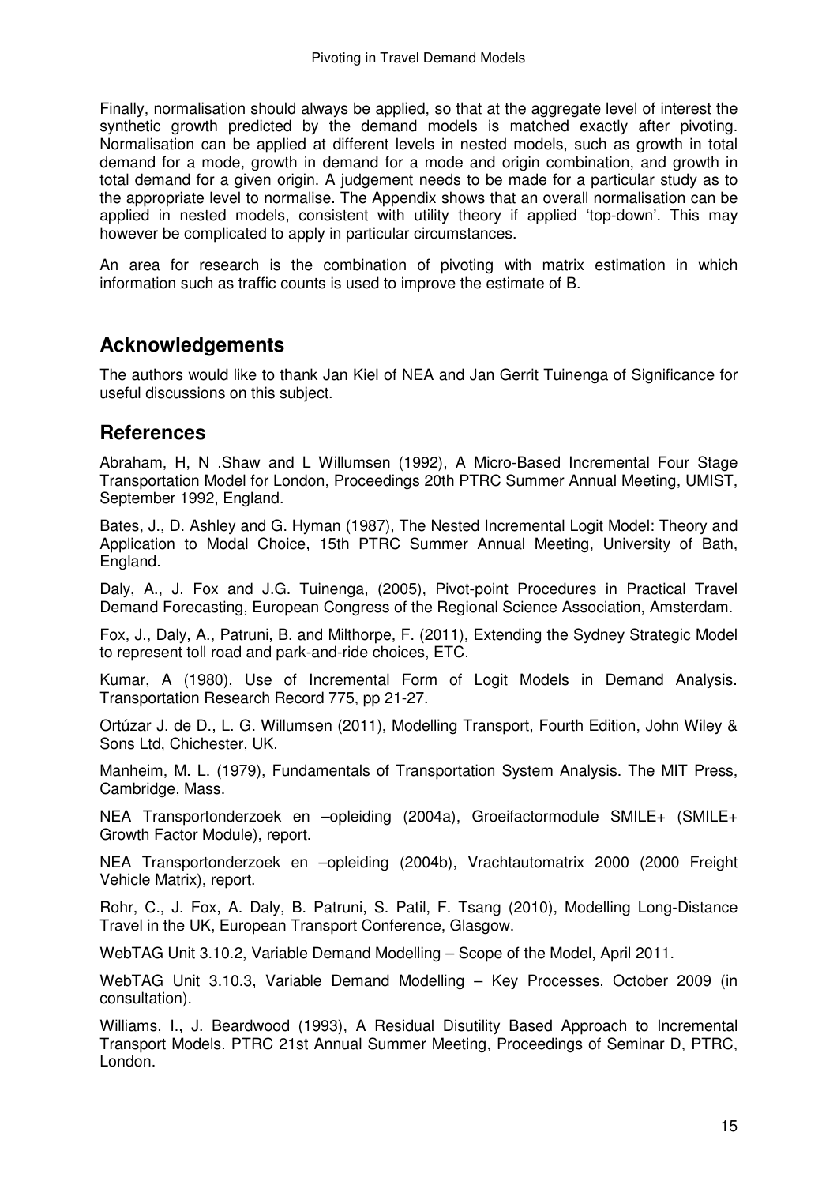Finally, normalisation should always be applied, so that at the aggregate level of interest the synthetic growth predicted by the demand models is matched exactly after pivoting. Normalisation can be applied at different levels in nested models, such as growth in total demand for a mode, growth in demand for a mode and origin combination, and growth in total demand for a given origin. A judgement needs to be made for a particular study as to the appropriate level to normalise. The Appendix shows that an overall normalisation can be applied in nested models, consistent with utility theory if applied 'top-down'. This may however be complicated to apply in particular circumstances.

An area for research is the combination of pivoting with matrix estimation in which information such as traffic counts is used to improve the estimate of B.

## Acknowledgements

The authors would like to thank Jan Kiel of NEA and Jan Gerrit Tuinenga of Significance for useful discussions on this subject.

## References

Abraham, H, N .Shaw and L Willumsen (1992), A Micro-Based Incremental Four Stage Transportation Model for London, Proceedings 20th PTRC Summer Annual Meeting, UMIST, September 1992, England.

Bates, J., D. Ashley and G. Hyman (1987), The Nested Incremental Logit Model: Theory and Application to Modal Choice, 15th PTRC Summer Annual Meeting, University of Bath, England.

Daly, A., J. Fox and J.G. Tuinenga, (2005), Pivot-point Procedures in Practical Travel Demand Forecasting, European Congress of the Regional Science Association, Amsterdam.

Fox, J., Daly, A., Patruni, B. and Milthorpe, F. (2011), Extending the Sydney Strategic Model to represent toll road and park-and-ride choices, ETC.

Kumar, A (1980), Use of Incremental Form of Logit Models in Demand Analysis. Transportation Research Record 775, pp 21-27.

Ortúzar J. de D., L. G. Willumsen (2011), Modelling Transport, Fourth Edition, John Wiley & Sons Ltd, Chichester, UK.

Manheim, M. L. (1979), Fundamentals of Transportation System Analysis. The MIT Press, Cambridge, Mass.

NEA Transportonderzoek en –opleiding (2004a), Groeifactormodule SMILE+ (SMILE+ Growth Factor Module), report.

NEA Transportonderzoek en –opleiding (2004b), Vrachtautomatrix 2000 (2000 Freight Vehicle Matrix), report.

Rohr, C., J. Fox, A. Daly, B. Patruni, S. Patil, F. Tsang (2010), Modelling Long-Distance Travel in the UK, European Transport Conference, Glasgow.

WebTAG Unit 3.10.2, Variable Demand Modelling – Scope of the Model, April 2011.

WebTAG Unit 3.10.3, Variable Demand Modelling – Key Processes, October 2009 (in consultation).

Williams, I., J. Beardwood (1993), A Residual Disutility Based Approach to Incremental Transport Models. PTRC 21st Annual Summer Meeting, Proceedings of Seminar D, PTRC, London.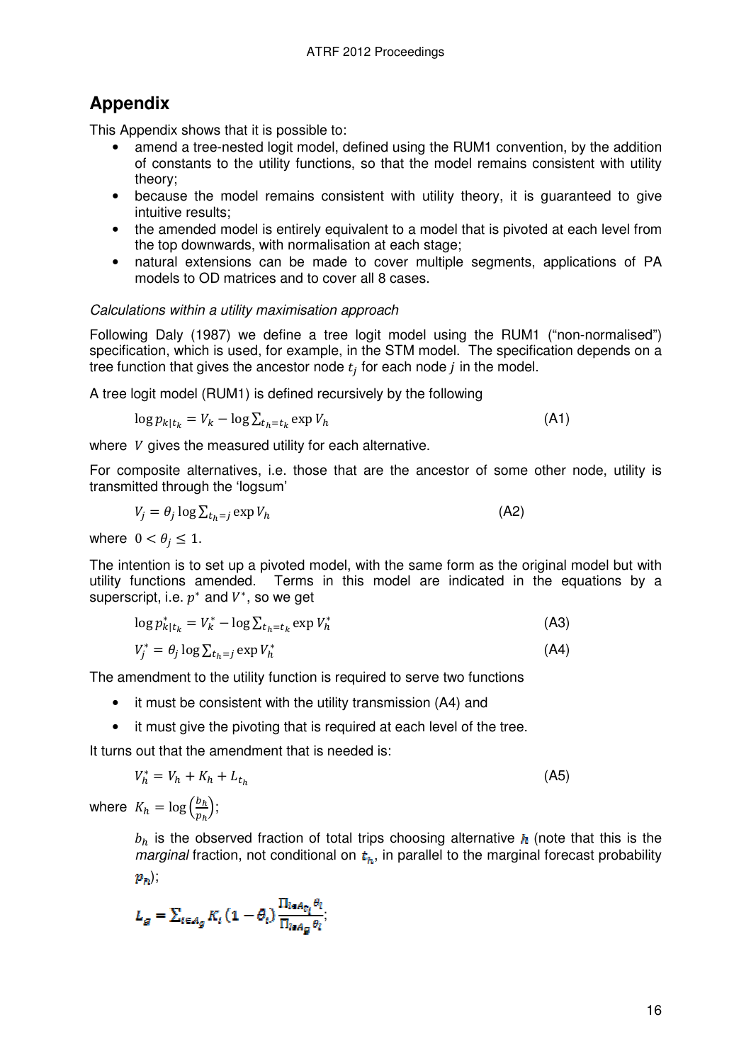## Appendix

This Appendix shows that it is possible to:

- amend a tree-nested logit model, defined using the RUM1 convention, by the addition of constants to the utility functions, so that the model remains consistent with utility theory;
- because the model remains consistent with utility theory, it is guaranteed to give intuitive results;
- the amended model is entirely equivalent to a model that is pivoted at each level from the top downwards, with normalisation at each stage;
- natural extensions can be made to cover multiple segments, applications of PA models to OD matrices and to cover all 8 cases.

*Calculations within a utility maximisation approach*

Following Daly (1987) we define a tree logit model using the RUM1 ("non-normalised") specification, which is used, for example, in the STM model. The specification depends on a tree function that gives the ancestor node $t_j$ for each node $j$ in the model.

A tree logit model (RUM1) is defined recursively by the following

$$\log p_{k|t_k} = V_k - \log \sum_{t_h = t_k} \exp V_h \qquad \text{(A1)}$$

where $V$ gives the measured utility for each alternative.

For composite alternatives, i.e. those that are the ancestor of some other node, utility is transmitted through the 'logsum'

$$V_j = \theta_j \log \sum_{t_h = j} \exp V_h \qquad \text{(A2)}$$

where $0 < \theta_j \leq 1$.

The intention is to set up a pivoted model, with the same form as the original model but with utility functions amended. Terms in this model are indicated in the equations by a superscript, i.e. $p^*$ and $V^*$, so we get

$$\log p^*_{k|t_k} = V^*_k - \log \sum_{t_h = t_k} \exp V^*_h \qquad \text{(A3)}$$

$$V^*_j = \theta_j \log \sum_{t_h = j} \exp V^*_h \qquad \text{(A4)}$$

The amendment to the utility function is required to serve two functions

- it must be consistent with the utility transmission (A4) and
- it must give the pivoting that is required at each level of the tree.

It turns out that the amendment that is needed is:

$$V^*_h = V_h + K_h + L_{t_h} \qquad \text{(A5)}$$

where $K_h = \log\left(\frac{b_h}{p_h}\right)$;

> $b_h$ is the observed fraction of total trips choosing alternative $h$ (note that this is the *marginal* fraction, not conditional on $t_h$, in parallel to the marginal forecast probability $p_h$);
>
> $L_g = \sum_{i \in A_g} K_i \left(1 - \theta_i\right) \frac{\prod_{l \in A_{t_i}} \theta_l}{\prod_{l \in A_g} \theta_l}$;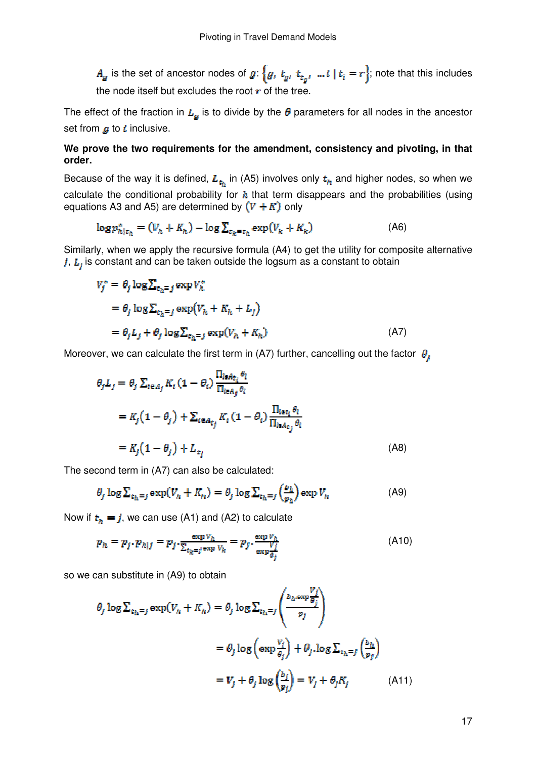$A_g$ is the set of ancestor nodes of $g$: $\{g, t_g, t_{t_g}, \ldots l \mid t_l = r\}$; note that this includes the node itself but excludes the root $r$ of the tree.

The effect of the fraction in $L_g$ is to divide by the $\theta$ parameters for all nodes in the ancestor set from $g$ to $l$ inclusive.

**We prove the two requirements for the amendment, consistency and pivoting, in that order.**

Because of the way it is defined, $L_{t_h}$ in (A5) involves only $t_h$ and higher nodes, so when we calculate the conditional probability for $h$ that term disappears and the probabilities (using equations A3 and A5) are determined by $(V + K)$ only

$$\log p^*_{h|t_h} = (V_h + K_h) - \log \sum_{t_k = t_h} \exp(V_k + K_k) \tag{A6}$$

Similarly, when we apply the recursive formula (A4) to get the utility for composite alternative $j$, $L_j$ is constant and can be taken outside the logsum as a constant to obtain

$$\begin{aligned} V^*_j &= \theta_j \log \sum_{t_h = j} \exp V^*_h \\ &= \theta_j \log \sum_{t_h = j} \exp(V_h + K_h + L_j) \\ &= \theta_j L_j + \theta_j \log \sum_{t_h = j} \exp(V_h + K_h) \end{aligned} \tag{A7}$$

Moreover, we can calculate the first term in (A7) further, cancelling out the factor $\theta_j$

$$\begin{aligned} \theta_j L_j &= \theta_j \sum_{t \in A_j} K_t (1 - \theta_t) \frac{\prod_{l \in A_{t_t}} \theta_l}{\prod_{l \in A_j} \theta_l} \\ &= K_j (1 - \theta_j) + \sum_{t \in A_{t_j}} K_t (1 - \theta_t) \frac{\prod_{l \in t_t} \theta_l}{\prod_{l \in A_{t_j}} \theta_l} \\ &= K_j (1 - \theta_j) + L_{t_j} \end{aligned} \tag{A8}$$

The second term in (A7) can also be calculated:

$$\theta_j \log \sum_{t_h = j} \exp(V_h + K_h) = \theta_j \log \sum_{t_h = j} \left(\frac{b_h}{p_h}\right) \exp V_h \tag{A9}$$

Now if $t_h = j$, we can use (A1) and (A2) to calculate

$$p_h = p_j . p_{h|j} = p_j . \frac{\exp V_h}{\sum_{t_k = j} \exp V_k} = p_j . \frac{\exp V_h}{\exp \frac{V_j}{\theta_j}} \tag{A10}$$

so we can substitute in (A9) to obtain

$$\begin{aligned} \theta_j \log \sum_{t_h = j} \exp(V_h + K_h) &= \theta_j \log \sum_{t_h = j} \left( \frac{b_h . \exp \frac{V_j}{\theta_j}}{p_j} \right) \\ &= \theta_j \log \left( \exp \frac{V_j}{\theta_j} \right) + \theta_j . \log \sum_{t_h = j} \left( \frac{b_h}{p_j} \right) \\ &= V_j + \theta_j \log \left( \frac{b_j}{p_j} \right) = V_j + \theta_j K_j \end{aligned} \tag{A11}$$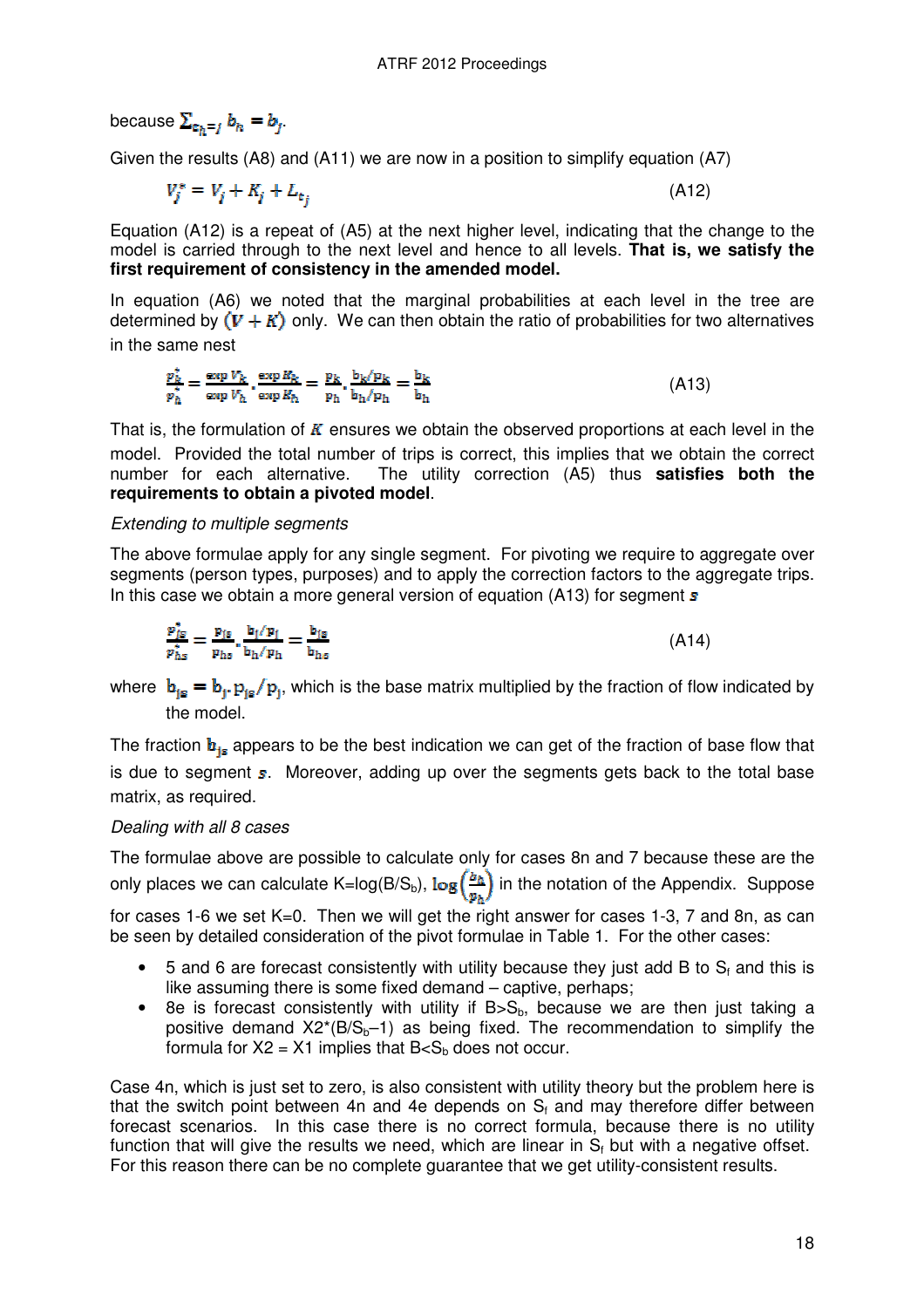because $\sum_{t_h=j} b_h = b_j$.

Given the results (A8) and (A11) we are now in a position to simplify equation (A7)

$$V_j^* = V_j + K_j + L_{t_j} \qquad \text{(A12)}$$

Equation (A12) is a repeat of (A5) at the next higher level, indicating that the change to the model is carried through to the next level and hence to all levels. **That is, we satisfy the first requirement of consistency in the amended model.**

In equation (A6) we noted that the marginal probabilities at each level in the tree are determined by $(V + K)$ only. We can then obtain the ratio of probabilities for two alternatives in the same nest

$$\frac{p_k^*}{p_h^*} = \frac{\exp V_k}{\exp V_h} \cdot \frac{\exp K_k}{\exp K_h} = \frac{p_k}{p_h} \cdot \frac{b_k/p_k}{b_h/p_h} = \frac{b_k}{b_h} \qquad \text{(A13)}$$

That is, the formulation of $K$ ensures we obtain the observed proportions at each level in the model. Provided the total number of trips is correct, this implies that we obtain the correct number for each alternative. The utility correction (A5) thus **satisfies both the requirements to obtain a pivoted model**.

*Extending to multiple segments*

The above formulae apply for any single segment. For pivoting we require to aggregate over segments (person types, purposes) and to apply the correction factors to the aggregate trips. In this case we obtain a more general version of equation (A13) for segment $s$

$$\frac{p_{js}^*}{p_{hs}^*} = \frac{p_{js}}{p_{hs}} \cdot \frac{b_j/p_j}{b_h/p_h} = \frac{b_{js}}{b_{hs}} \qquad \text{(A14)}$$

where $b_{js} = b_j . p_{js}/p_j$, which is the base matrix multiplied by the fraction of flow indicated by the model.

The fraction $b_{js}$ appears to be the best indication we can get of the fraction of base flow that is due to segment $s$. Moreover, adding up over the segments gets back to the total base matrix, as required.

*Dealing with all 8 cases*

The formulae above are possible to calculate only for cases 8n and 7 because these are the only places we can calculate K=log(B/$S_b$), $\log\left(\frac{b_h}{p_h}\right)$ in the notation of the Appendix. Suppose for cases 1-6 we set K=0. Then we will get the right answer for cases 1-3, 7 and 8n, as can be seen by detailed consideration of the pivot formulae in Table 1. For the other cases:

- 5 and 6 are forecast consistently with utility because they just add B to $S_f$ and this is like assuming there is some fixed demand – captive, perhaps;
- 8e is forecast consistently with utility if B>$S_b$, because we are then just taking a positive demand X2*(B/$S_b$–1) as being fixed. The recommendation to simplify the formula for X2 = X1 implies that B<$S_b$ does not occur.

Case 4n, which is just set to zero, is also consistent with utility theory but the problem here is that the switch point between 4n and 4e depends on $S_f$ and may therefore differ between forecast scenarios. In this case there is no correct formula, because there is no utility function that will give the results we need, which are linear in $S_f$ but with a negative offset. For this reason there can be no complete guarantee that we get utility-consistent results.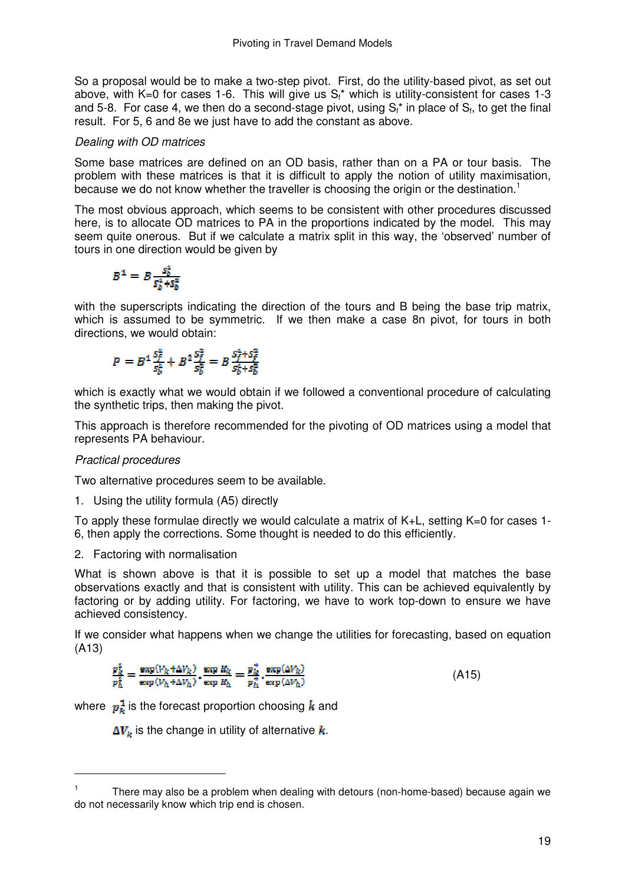So a proposal would be to make a two-step pivot. First, do the utility-based pivot, as set out above, with K=0 for cases 1-6. This will give us $S_f^*$ which is utility-consistent for cases 1-3 and 5-8. For case 4, we then do a second-stage pivot, using $S_f^*$ in place of $S_f$, to get the final result. For 5, 6 and 8e we just have to add the constant as above.

*Dealing with OD matrices*

Some base matrices are defined on an OD basis, rather than on a PA or tour basis. The problem with these matrices is that it is difficult to apply the notion of utility maximisation, because we do not know whether the traveller is choosing the origin or the destination.[1]

The most obvious approach, which seems to be consistent with other procedures discussed here, is to allocate OD matrices to PA in the proportions indicated by the model. This may seem quite onerous. But if we calculate a matrix split in this way, the 'observed' number of tours in one direction would be given by

$$B^1 = B\frac{S_b^1}{S_b^1+S_b^2}$$

with the superscripts indicating the direction of the tours and B being the base trip matrix, which is assumed to be symmetric. If we then make a case 8n pivot, for tours in both directions, we would obtain:

$$P = B^1\frac{S_f^1}{S_b^1} + B^2\frac{S_f^2}{S_b^2} = B\frac{S_f^1+S_f^2}{S_b^1+S_b^2}$$

which is exactly what we would obtain if we followed a conventional procedure of calculating the synthetic trips, then making the pivot.

This approach is therefore recommended for the pivoting of OD matrices using a model that represents PA behaviour.

*Practical procedures*

Two alternative procedures seem to be available.

1. Using the utility formula (A5) directly

To apply these formulae directly we would calculate a matrix of K+L, setting K=0 for cases 1-6, then apply the corrections. Some thought is needed to do this efficiently.

2. Factoring with normalisation

What is shown above is that it is possible to set up a model that matches the base observations exactly and that is consistent with utility. This can be achieved equivalently by factoring or by adding utility. For factoring, we have to work top-down to ensure we have achieved consistency.

If we consider what happens when we change the utilities for forecasting, based on equation (A13)

$$\frac{p_k^1}{p_h^1} = \frac{\exp(V_k+\Delta V_k)}{\exp(V_h+\Delta V_h)}\cdot\frac{\exp K_k}{\exp K_h} = \frac{p_k^0}{p_h^0}\cdot\frac{\exp(\Delta V_k)}{\exp(\Delta V_h)} \qquad \text{(A15)}$$

where $p_k^1$ is the forecast proportion choosing $k$ and

$\Delta V_k$ is the change in utility of alternative $k$.

---

[1] There may also be a problem when dealing with detours (non-home-based) because again we do not necessarily know which trip end is chosen.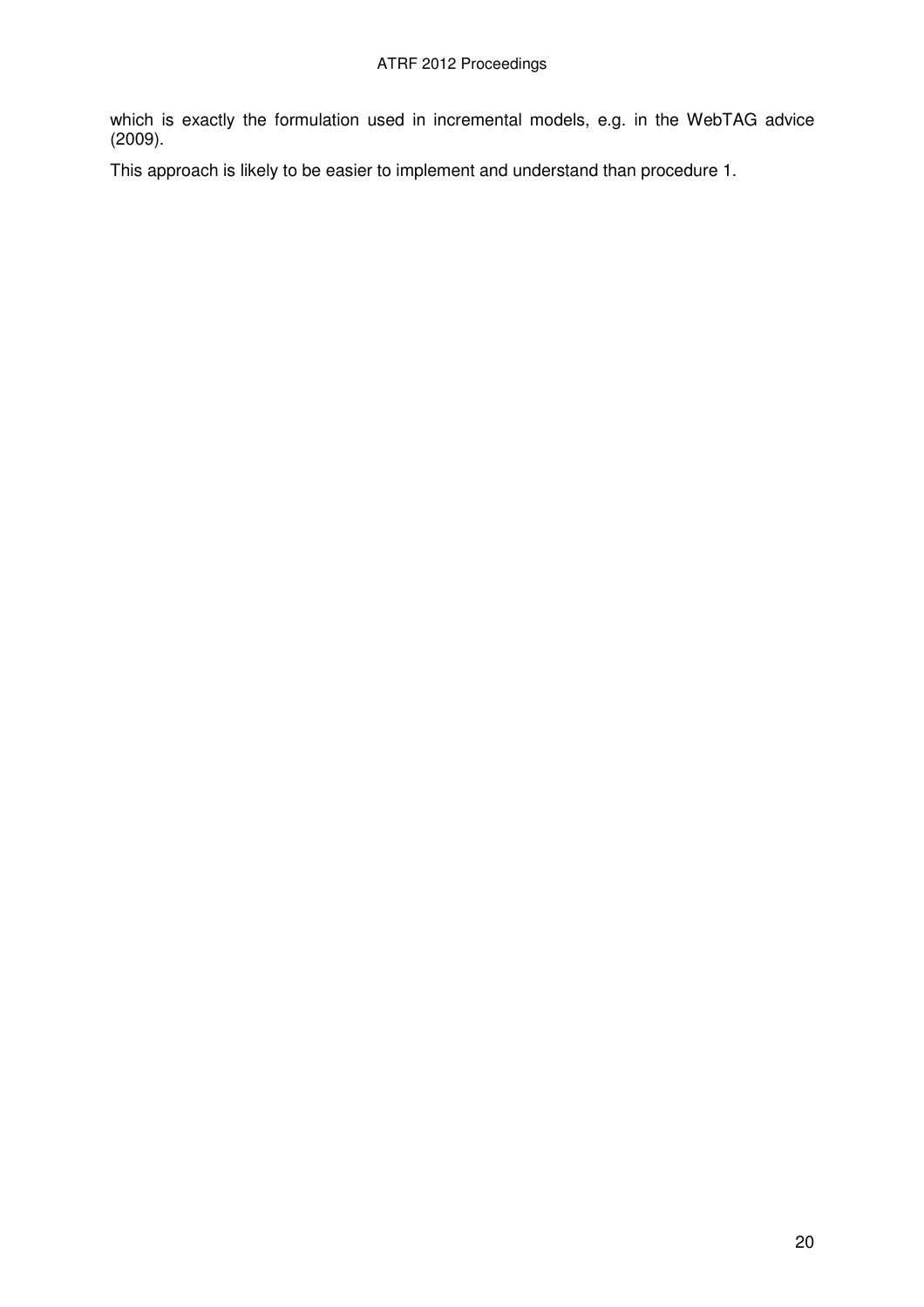which is exactly the formulation used in incremental models, e.g. in the WebTAG advice (2009).

This approach is likely to be easier to implement and understand than procedure 1.